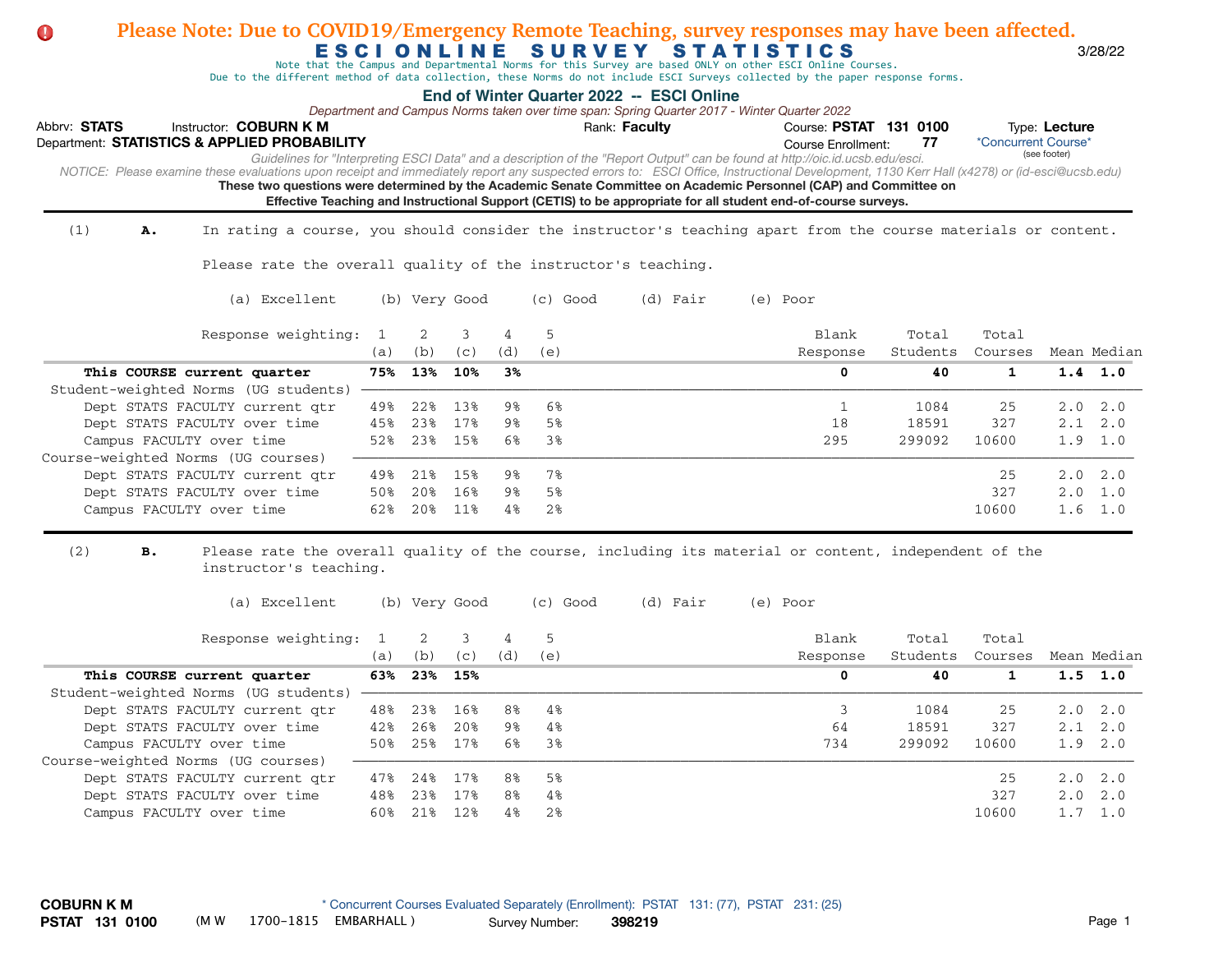**Please Note: Due to COVID19/Emergency Remote Teaching, survey responses may have been affected.**

# ESCI ONLINE SURVEY STATISTICS

3/28/22

Note that the Campus and Departmental Norms for this Survey are based ONLY on other ESCI Online Courses.
Due to the different method of data collection, these Norms do not include ESCI Surveys collected by the paper response forms.

## End of Winter Quarter 2022 -- ESCI Online

*Department and Campus Norms taken over time span: Spring Quarter 2017 - Winter Quarter 2022*

Abbrv: **STATS** Instructor: **COBURN K M** Rank: **Faculty** Course: **PSTAT 131 0100** Type: **Lecture**
Department: **STATISTICS & APPLIED PROBABILITY** Course Enrollment: **77** *Concurrent Course* (see footer)

*Guidelines for "Interpreting ESCI Data" and a description of the "Report Output" can be found at http://oic.id.ucsb.edu/esci.*

*NOTICE: Please examine these evaluations upon receipt and immediately report any suspected errors to: ESCI Office, Instructional Development, 1130 Kerr Hall (x4278) or (id-esci@ucsb.edu)*

**These two questions were determined by the Academic Senate Committee on Academic Personnel (CAP) and Committee on Effective Teaching and Instructional Support (CETIS) to be appropriate for all student end-of-course surveys.**

(1) **A.** In rating a course, you should consider the instructor's teaching apart from the course materials or content.

Please rate the overall quality of the instructor's teaching.

(a) Excellent (b) Very Good (c) Good (d) Fair (e) Poor

| Response weighting: | 1 (a) | 2 (b) | 3 (c) | 4 (d) | 5 (e) | Blank Response | Total Students | Total Courses | Mean | Median |
|---|---|---|---|---|---|---|---|---|---|---|
| **This COURSE current quarter** | **75%** | **13%** | **10%** | **3%** | | **0** | **40** | **1** | **1.4** | **1.0** |
| Student-weighted Norms (UG students) | | | | | | | | | | |
| Dept STATS FACULTY current qtr | 49% | 22% | 13% | 9% | 6% | 1 | 1084 | 25 | 2.0 | 2.0 |
| Dept STATS FACULTY over time | 45% | 23% | 17% | 9% | 5% | 18 | 18591 | 327 | 2.1 | 2.0 |
| Campus FACULTY over time | 52% | 23% | 15% | 6% | 3% | 295 | 299092 | 10600 | 1.9 | 1.0 |
| Course-weighted Norms (UG courses) | | | | | | | | | | |
| Dept STATS FACULTY current qtr | 49% | 21% | 15% | 9% | 7% | | | 25 | 2.0 | 2.0 |
| Dept STATS FACULTY over time | 50% | 20% | 16% | 9% | 5% | | | 327 | 2.0 | 1.0 |
| Campus FACULTY over time | 62% | 20% | 11% | 4% | 2% | | | 10600 | 1.6 | 1.0 |

(2) **B.** Please rate the overall quality of the course, including its material or content, independent of the instructor's teaching.

(a) Excellent (b) Very Good (c) Good (d) Fair (e) Poor

| Response weighting: | 1 (a) | 2 (b) | 3 (c) | 4 (d) | 5 (e) | Blank Response | Total Students | Total Courses | Mean | Median |
|---|---|---|---|---|---|---|---|---|---|---|
| **This COURSE current quarter** | **63%** | **23%** | **15%** | | | **0** | **40** | **1** | **1.5** | **1.0** |
| Student-weighted Norms (UG students) | | | | | | | | | | |
| Dept STATS FACULTY current qtr | 48% | 23% | 16% | 8% | 4% | 3 | 1084 | 25 | 2.0 | 2.0 |
| Dept STATS FACULTY over time | 42% | 26% | 20% | 9% | 4% | 64 | 18591 | 327 | 2.1 | 2.0 |
| Campus FACULTY over time | 50% | 25% | 17% | 6% | 3% | 734 | 299092 | 10600 | 1.9 | 2.0 |
| Course-weighted Norms (UG courses) | | | | | | | | | | |
| Dept STATS FACULTY current qtr | 47% | 24% | 17% | 8% | 5% | | | 25 | 2.0 | 2.0 |
| Dept STATS FACULTY over time | 48% | 23% | 17% | 8% | 4% | | | 327 | 2.0 | 2.0 |
| Campus FACULTY over time | 60% | 21% | 12% | 4% | 2% | | | 10600 | 1.7 | 1.0 |

**COBURN K M**
**PSTAT 131 0100** (M W 1700-1815 EMBARHALL ) * Concurrent Courses Evaluated Separately (Enrollment): PSTAT 131: (77), PSTAT 231: (25)
Survey Number: **398219**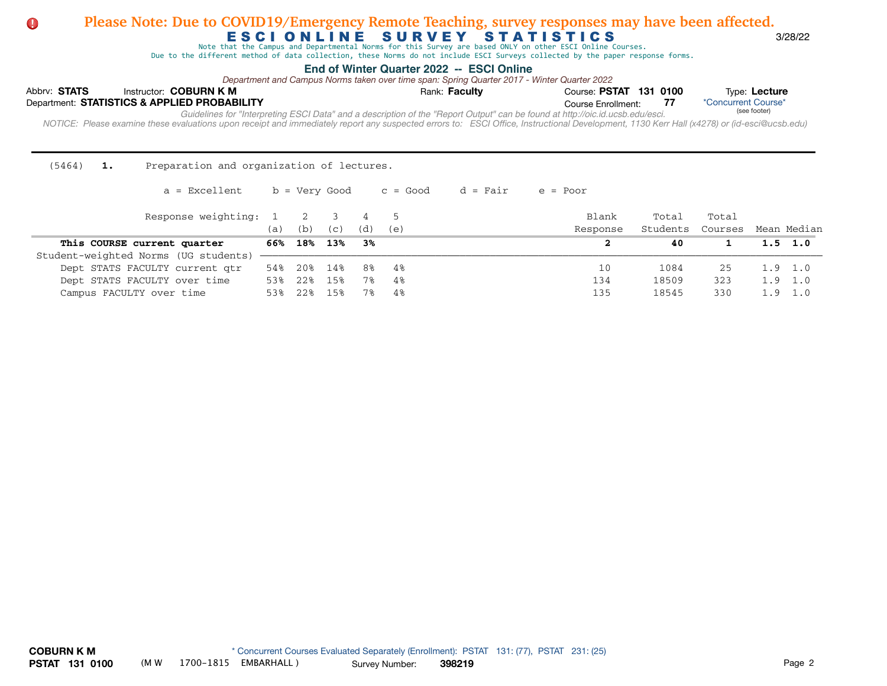**Please Note: Due to COVID19/Emergency Remote Teaching, survey responses may have been affected.**

# ESCI ONLINE SURVEY STATISTICS

3/28/22

Note that the Campus and Departmental Norms for this Survey are based ONLY on other ESCI Online Courses.
Due to the different method of data collection, these Norms do not include ESCI Surveys collected by the paper response forms.

## End of Winter Quarter 2022 -- ESCI Online

*Department and Campus Norms taken over time span: Spring Quarter 2017 - Winter Quarter 2022*

Abbrv: **STATS** Instructor: **COBURN K M** Rank: **Faculty** Course: **PSTAT 131 0100** Type: **Lecture**

Department: **STATISTICS & APPLIED PROBABILITY** Course Enrollment: **77** *Concurrent Course* (see footer)

*Guidelines for "Interpreting ESCI Data" and a description of the "Report Output" can be found at http://oic.id.ucsb.edu/esci.*

*NOTICE: Please examine these evaluations upon receipt and immediately report any suspected errors to: ESCI Office, Instructional Development, 1130 Kerr Hall (x4278) or (id-esci@ucsb.edu)*

---

(5464) **1.** Preparation and organization of lectures.

a = Excellent b = Very Good c = Good d = Fair e = Poor

| Response weighting: | 1 (a) | 2 (b) | 3 (c) | 4 (d) | 5 (e) | Blank Response | Total Students | Total Courses | Mean | Median |
|---|---|---|---|---|---|---|---|---|---|---|
| **This COURSE current quarter** | **66%** | **18%** | **13%** | **3%** | | **2** | **40** | **1** | **1.5** | **1.0** |
| Student-weighted Norms (UG students) | | | | | | | | | | |
| Dept STATS FACULTY current qtr | 54% | 20% | 14% | 8% | 4% | 10 | 1084 | 25 | 1.9 | 1.0 |
| Dept STATS FACULTY over time | 53% | 22% | 15% | 7% | 4% | 134 | 18509 | 323 | 1.9 | 1.0 |
| Campus FACULTY over time | 53% | 22% | 15% | 7% | 4% | 135 | 18545 | 330 | 1.9 | 1.0 |

**COBURN K M**
**PSTAT 131 0100** (M W 1700-1815 EMBARHALL)

\* Concurrent Courses Evaluated Separately (Enrollment): PSTAT 131: (77), PSTAT 231: (25)

Survey Number: **398219**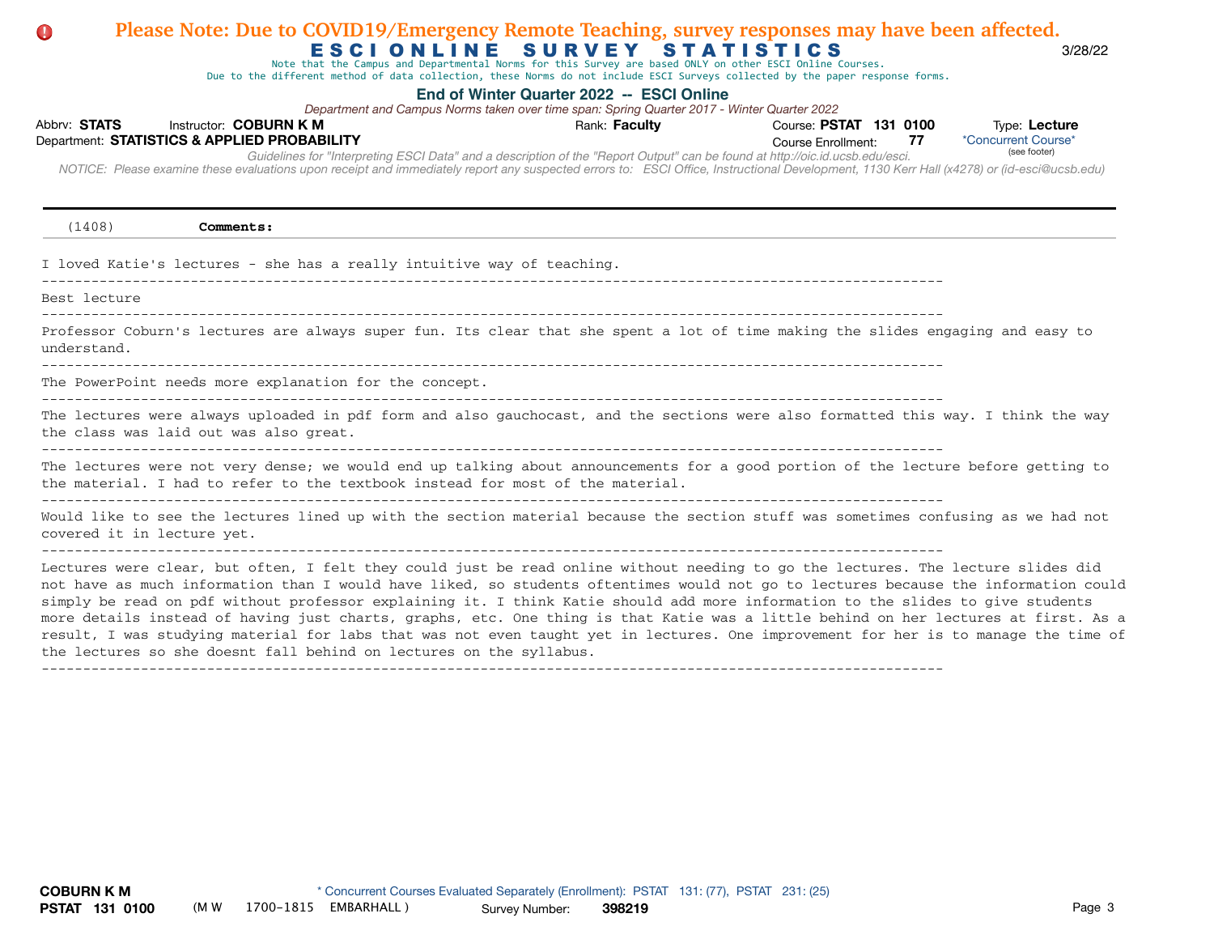**Please Note: Due to COVID19/Emergency Remote Teaching, survey responses may have been affected.**

# ESCI ONLINE SURVEY STATISTICS

3/28/22

Note that the Campus and Departmental Norms for this Survey are based ONLY on other ESCI Online Courses.
Due to the different method of data collection, these Norms do not include ESCI Surveys collected by the paper response forms.

## End of Winter Quarter 2022 -- ESCI Online

*Department and Campus Norms taken over time span: Spring Quarter 2017 - Winter Quarter 2022*

Abbrv: **STATS** Instructor: **COBURN K M** Rank: **Faculty** Course: **PSTAT 131 0100** Type: **Lecture**
Department: **STATISTICS & APPLIED PROBABILITY** Course Enrollment: **77** *Concurrent Course* (see footer)

*Guidelines for "Interpreting ESCI Data" and a description of the "Report Output" can be found at http://oic.id.ucsb.edu/esci.*
*NOTICE: Please examine these evaluations upon receipt and immediately report any suspected errors to: ESCI Office, Instructional Development, 1130 Kerr Hall (x4278) or (id-esci@ucsb.edu)*

---

(1408) **Comments:**

I loved Katie's lectures - she has a really intuitive way of teaching.

---

Best lecture

---

Professor Coburn's lectures are always super fun. Its clear that she spent a lot of time making the slides engaging and easy to understand.

---

The PowerPoint needs more explanation for the concept.

---

The lectures were always uploaded in pdf form and also gauchocast, and the sections were also formatted this way. I think the way the class was laid out was also great.

---

The lectures were not very dense; we would end up talking about announcements for a good portion of the lecture before getting to the material. I had to refer to the textbook instead for most of the material.

---

Would like to see the lectures lined up with the section material because the section stuff was sometimes confusing as we had not covered it in lecture yet.

---

Lectures were clear, but often, I felt they could just be read online without needing to go the lectures. The lecture slides did not have as much information than I would have liked, so students oftentimes would not go to lectures because the information could simply be read on pdf without professor explaining it. I think Katie should add more information to the slides to give students more details instead of having just charts, graphs, etc. One thing is that Katie was a little behind on her lectures at first. As a result, I was studying material for labs that was not even taught yet in lectures. One improvement for her is to manage the time of the lectures so she doesnt fall behind on lectures on the syllabus.

---

**COBURN K M** * Concurrent Courses Evaluated Separately (Enrollment): PSTAT 131: (77), PSTAT 231: (25)
**PSTAT 131 0100** (M W 1700-1815 EMBARHALL ) Survey Number: **398219**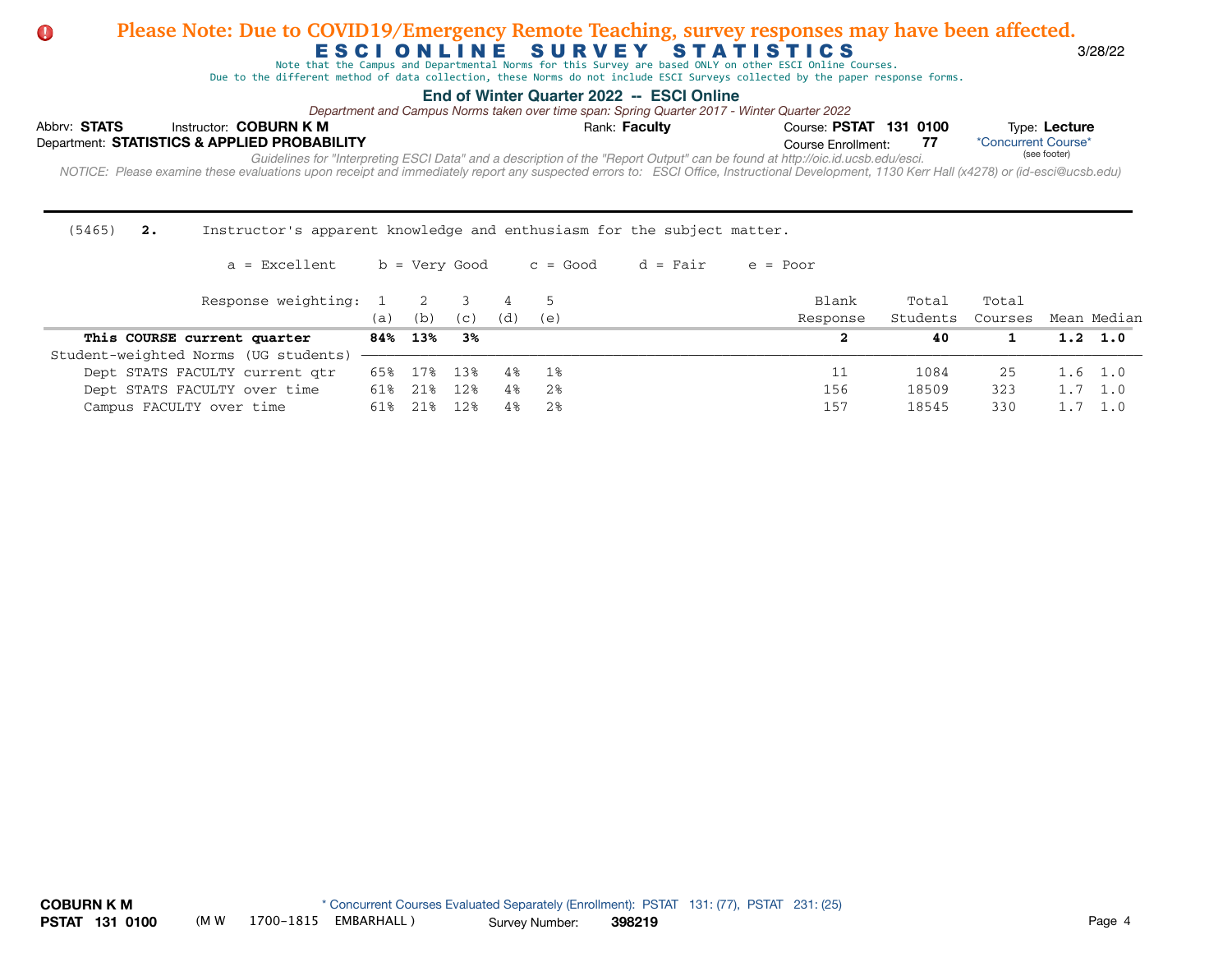**Please Note: Due to COVID19/Emergency Remote Teaching, survey responses may have been affected.**

# ESCI ONLINE SURVEY STATISTICS

3/28/22

Note that the Campus and Departmental Norms for this Survey are based ONLY on other ESCI Online Courses.
Due to the different method of data collection, these Norms do not include ESCI Surveys collected by the paper response forms.

## End of Winter Quarter 2022 -- ESCI Online

*Department and Campus Norms taken over time span: Spring Quarter 2017 - Winter Quarter 2022*

Abbrv: **STATS** Instructor: **COBURN K M** Rank: **Faculty** Course: **PSTAT 131 0100** Type: **Lecture**
Department: **STATISTICS & APPLIED PROBABILITY** Course Enrollment: **77** *Concurrent Course* (see footer)

*Guidelines for "Interpreting ESCI Data" and a description of the "Report Output" can be found at http://oic.id.ucsb.edu/esci.*
*NOTICE: Please examine these evaluations upon receipt and immediately report any suspected errors to: ESCI Office, Instructional Development, 1130 Kerr Hall (x4278) or (id-esci@ucsb.edu)*

---

(5465) **2.** Instructor's apparent knowledge and enthusiasm for the subject matter.

a = Excellent b = Very Good c = Good d = Fair e = Poor

| Response weighting: | 1 (a) | 2 (b) | 3 (c) | 4 (d) | 5 (e) | Blank Response | Total Students | Total Courses | Mean | Median |
|---|---|---|---|---|---|---|---|---|---|---|
| **This COURSE current quarter** | **84%** | **13%** | **3%** | | | **2** | **40** | **1** | **1.2** | **1.0** |
| Student-weighted Norms (UG students) | | | | | | | | | | |
| Dept STATS FACULTY current qtr | 65% | 17% | 13% | 4% | 1% | 11 | 1084 | 25 | 1.6 | 1.0 |
| Dept STATS FACULTY over time | 61% | 21% | 12% | 4% | 2% | 156 | 18509 | 323 | 1.7 | 1.0 |
| Campus FACULTY over time | 61% | 21% | 12% | 4% | 2% | 157 | 18545 | 330 | 1.7 | 1.0 |

**COBURN K M**
**PSTAT 131 0100** (M W 1700-1815 EMBARHALL) * Concurrent Courses Evaluated Separately (Enrollment): PSTAT 131: (77), PSTAT 231: (25) Survey Number: **398219**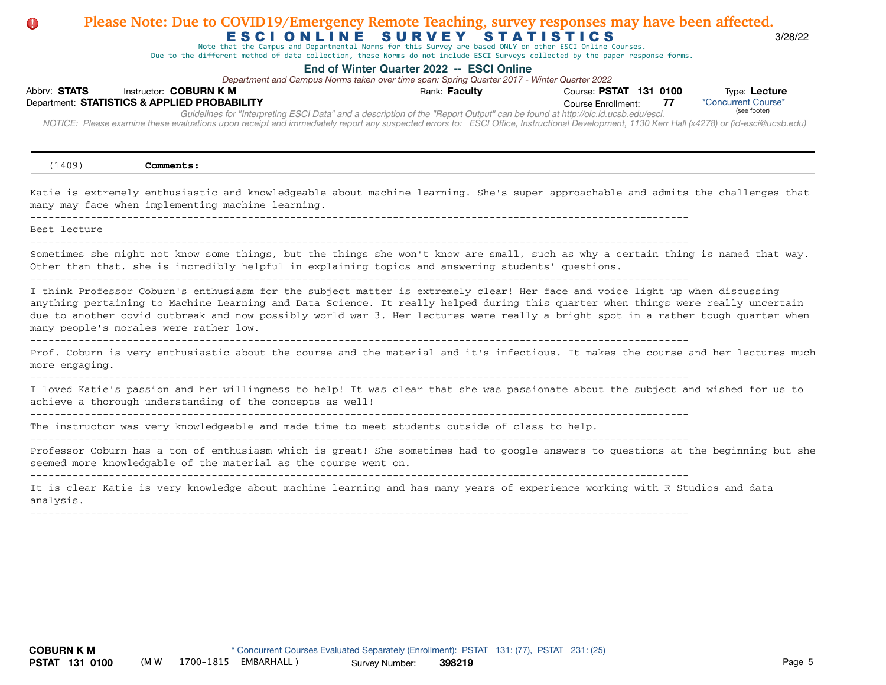**Please Note: Due to COVID19/Emergency Remote Teaching, survey responses may have been affected.**

# ESCI ONLINE SURVEY STATISTICS

3/28/22

Note that the Campus and Departmental Norms for this Survey are based ONLY on other ESCI Online Courses.
Due to the different method of data collection, these Norms do not include ESCI Surveys collected by the paper response forms.

**End of Winter Quarter 2022 -- ESCI Online**

*Department and Campus Norms taken over time span: Spring Quarter 2017 - Winter Quarter 2022*

Abbrv: **STATS** Instructor: **COBURN K M** Rank: **Faculty** Course: **PSTAT 131 0100** Type: **Lecture**

Department: **STATISTICS & APPLIED PROBABILITY** Course Enrollment: **77** *Concurrent Course* (see footer)

*Guidelines for "Interpreting ESCI Data" and a description of the "Report Output" can be found at http://oic.id.ucsb.edu/esci.*

*NOTICE: Please examine these evaluations upon receipt and immediately report any suspected errors to: ESCI Office, Instructional Development, 1130 Kerr Hall (x4278) or (id-esci@ucsb.edu)*

---

(1409) **Comments:**

Katie is extremely enthusiastic and knowledgeable about machine learning. She's super approachable and admits the challenges that many may face when implementing machine learning.

---

Best lecture

---

Sometimes she might not know some things, but the things she won't know are small, such as why a certain thing is named that way. Other than that, she is incredibly helpful in explaining topics and answering students' questions.

---

I think Professor Coburn's enthusiasm for the subject matter is extremely clear! Her face and voice light up when discussing anything pertaining to Machine Learning and Data Science. It really helped during this quarter when things were really uncertain due to another covid outbreak and now possibly world war 3. Her lectures were really a bright spot in a rather tough quarter when many people's morales were rather low.

---

Prof. Coburn is very enthusiastic about the course and the material and it's infectious. It makes the course and her lectures much more engaging.

---

I loved Katie's passion and her willingness to help! It was clear that she was passionate about the subject and wished for us to achieve a thorough understanding of the concepts as well!

---

The instructor was very knowledgeable and made time to meet students outside of class to help.

---

Professor Coburn has a ton of enthusiasm which is great! She sometimes had to google answers to questions at the beginning but she seemed more knowledgable of the material as the course went on.

---

It is clear Katie is very knowledge about machine learning and has many years of experience working with R Studios and data analysis.

---

**COBURN K M**
**PSTAT 131 0100** (M W 1700-1815 EMBARHALL ) Survey Number: **398219**

\* Concurrent Courses Evaluated Separately (Enrollment): PSTAT 131: (77), PSTAT 231: (25)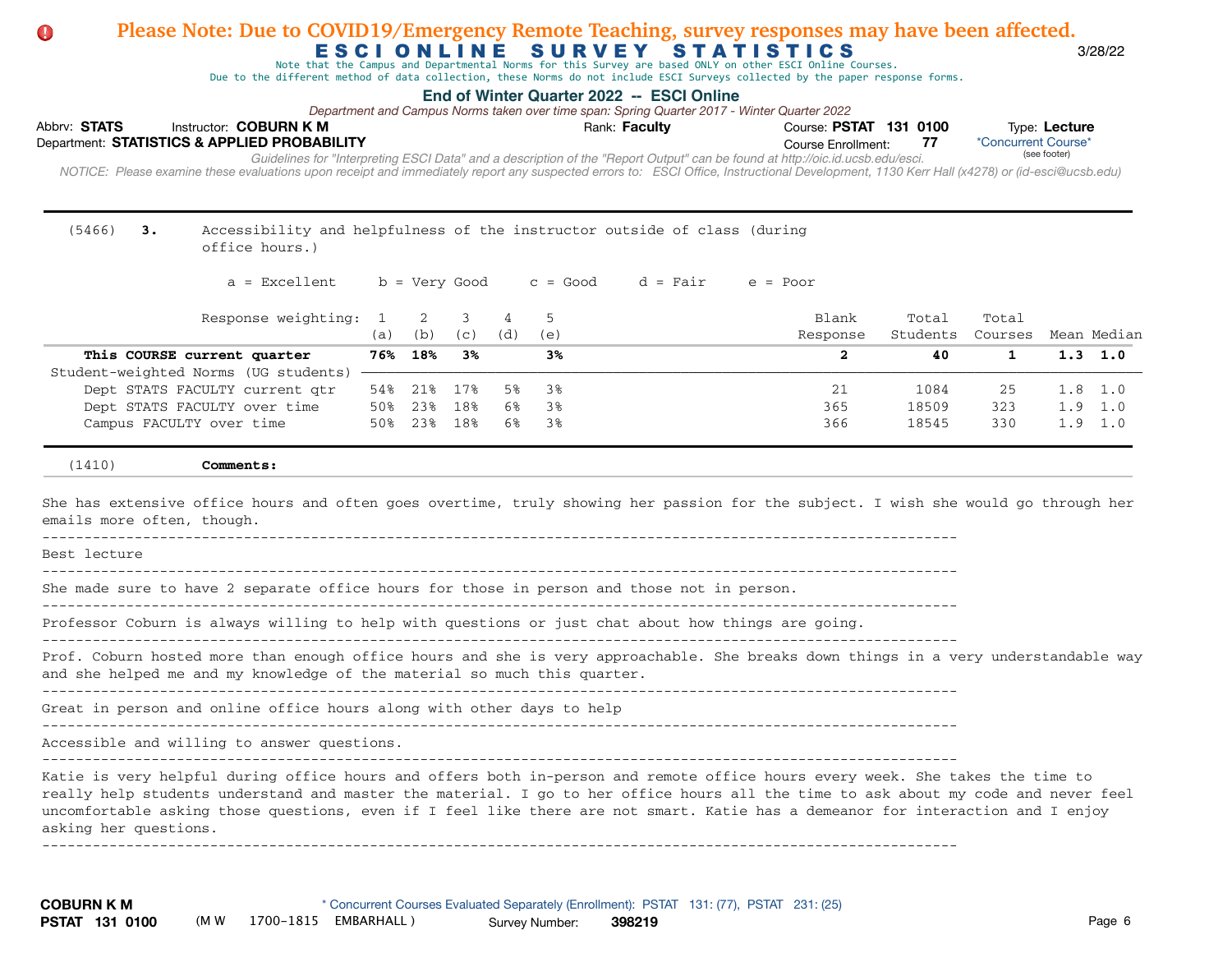**Please Note: Due to COVID19/Emergency Remote Teaching, survey responses may have been affected.**

# ESCI ONLINE SURVEY STATISTICS

3/28/22

Note that the Campus and Departmental Norms for this Survey are based ONLY on other ESCI Online Courses.
Due to the different method of data collection, these Norms do not include ESCI Surveys collected by the paper response forms.

## End of Winter Quarter 2022 -- ESCI Online

*Department and Campus Norms taken over time span: Spring Quarter 2017 - Winter Quarter 2022*

Abbrv: **STATS** Instructor: **COBURN K M** Rank: **Faculty** Course: **PSTAT 131 0100** Type: **Lecture**
Department: **STATISTICS & APPLIED PROBABILITY** Course Enrollment: **77** *Concurrent Course* (see footer)

*Guidelines for "Interpreting ESCI Data" and a description of the "Report Output" can be found at http://oic.id.ucsb.edu/esci.*
*NOTICE: Please examine these evaluations upon receipt and immediately report any suspected errors to: ESCI Office, Instructional Development, 1130 Kerr Hall (x4278) or (id-esci@ucsb.edu)*

---

(5466) **3.** Accessibility and helpfulness of the instructor outside of class (during office hours.)

a = Excellent b = Very Good c = Good d = Fair e = Poor

| Response weighting: | 1 (a) | 2 (b) | 3 (c) | 4 (d) | 5 (e) | Blank Response | Total Students | Total Courses | Mean | Median |
|---|---|---|---|---|---|---|---|---|---|---|
| **This COURSE current quarter** | **76%** | **18%** | **3%** | | **3%** | **2** | **40** | **1** | **1.3** | **1.0** |
| Student-weighted Norms (UG students) | | | | | | | | | | |
| Dept STATS FACULTY current qtr | 54% | 21% | 17% | 5% | 3% | 21 | 1084 | 25 | 1.8 | 1.0 |
| Dept STATS FACULTY over time | 50% | 23% | 18% | 6% | 3% | 365 | 18509 | 323 | 1.9 | 1.0 |
| Campus FACULTY over time | 50% | 23% | 18% | 6% | 3% | 366 | 18545 | 330 | 1.9 | 1.0 |

---

(1410) **Comments:**

She has extensive office hours and often goes overtime, truly showing her passion for the subject. I wish she would go through her emails more often, though.

---

Best lecture

---

She made sure to have 2 separate office hours for those in person and those not in person.

---

Professor Coburn is always willing to help with questions or just chat about how things are going.

---

Prof. Coburn hosted more than enough office hours and she is very approachable. She breaks down things in a very understandable way and she helped me and my knowledge of the material so much this quarter.

---

Great in person and online office hours along with other days to help

---

Accessible and willing to answer questions.

---

Katie is very helpful during office hours and offers both in-person and remote office hours every week. She takes the time to really help students understand and master the material. I go to her office hours all the time to ask about my code and never feel uncomfortable asking those questions, even if I feel like there are not smart. Katie has a demeanor for interaction and I enjoy asking her questions.

---

**COBURN K M**
**PSTAT 131 0100** (M W 1700-1815 EMBARHALL ) * Concurrent Courses Evaluated Separately (Enrollment): PSTAT 131: (77), PSTAT 231: (25) Survey Number: **398219**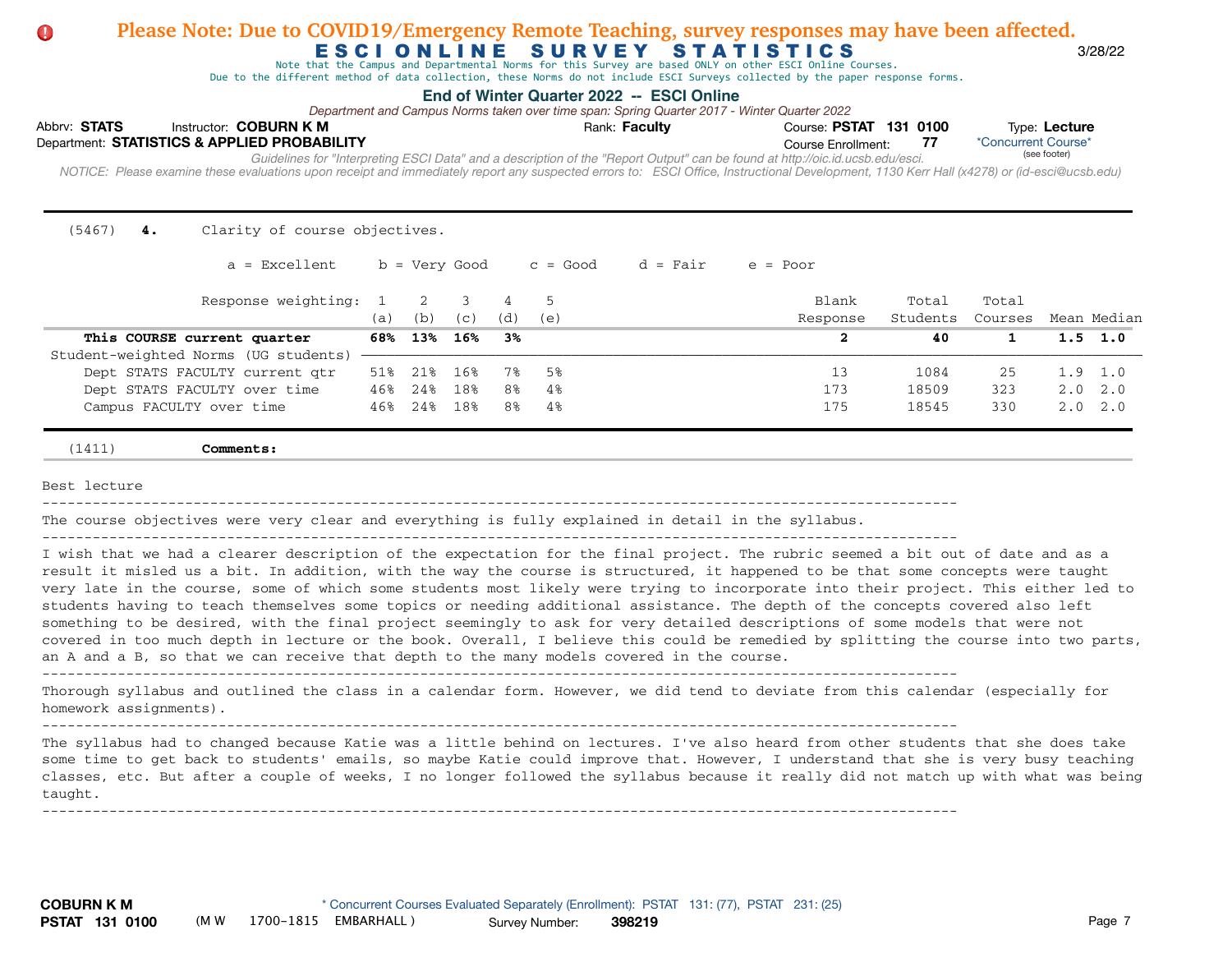**Please Note: Due to COVID19/Emergency Remote Teaching, survey responses may have been affected.**

# ESCI ONLINE SURVEY STATISTICS

3/28/22

Note that the Campus and Departmental Norms for this Survey are based ONLY on other ESCI Online Courses.
Due to the different method of data collection, these Norms do not include ESCI Surveys collected by the paper response forms.

## End of Winter Quarter 2022 -- ESCI Online

*Department and Campus Norms taken over time span: Spring Quarter 2017 - Winter Quarter 2022*

Abbrv: **STATS** Instructor: **COBURN K M** Rank: **Faculty** Course: **PSTAT 131 0100** Type: **Lecture**
Department: **STATISTICS & APPLIED PROBABILITY** Course Enrollment: **77** *Concurrent Course* (see footer)

*Guidelines for "Interpreting ESCI Data" and a description of the "Report Output" can be found at http://oic.id.ucsb.edu/esci.*
*NOTICE: Please examine these evaluations upon receipt and immediately report any suspected errors to: ESCI Office, Instructional Development, 1130 Kerr Hall (x4278) or (id-esci@ucsb.edu)*

(5467) **4.** Clarity of course objectives.

a = Excellent b = Very Good c = Good d = Fair e = Poor

| Response weighting: | 1 (a) | 2 (b) | 3 (c) | 4 (d) | 5 (e) | Blank Response | Total Students | Total Courses | Mean | Median |
|---|---|---|---|---|---|---|---|---|---|---|
| **This COURSE current quarter** | **68%** | **13%** | **16%** | **3%** | | **2** | **40** | **1** | **1.5** | **1.0** |
| Student-weighted Norms (UG students) | | | | | | | | | | |
| Dept STATS FACULTY current qtr | 51% | 21% | 16% | 7% | 5% | 13 | 1084 | 25 | 1.9 | 1.0 |
| Dept STATS FACULTY over time | 46% | 24% | 18% | 8% | 4% | 173 | 18509 | 323 | 2.0 | 2.0 |
| Campus FACULTY over time | 46% | 24% | 18% | 8% | 4% | 175 | 18545 | 330 | 2.0 | 2.0 |

(1411) **Comments:**

Best lecture

---

The course objectives were very clear and everything is fully explained in detail in the syllabus.

---

I wish that we had a clearer description of the expectation for the final project. The rubric seemed a bit out of date and as a result it misled us a bit. In addition, with the way the course is structured, it happened to be that some concepts were taught very late in the course, some of which some students most likely were trying to incorporate into their project. This either led to students having to teach themselves some topics or needing additional assistance. The depth of the concepts covered also left something to be desired, with the final project seemingly to ask for very detailed descriptions of some models that were not covered in too much depth in lecture or the book. Overall, I believe this could be remedied by splitting the course into two parts, an A and a B, so that we can receive that depth to the many models covered in the course.

---

Thorough syllabus and outlined the class in a calendar form. However, we did tend to deviate from this calendar (especially for homework assignments).

---

The syllabus had to changed because Katie was a little behind on lectures. I've also heard from other students that she does take some time to get back to students' emails, so maybe Katie could improve that. However, I understand that she is very busy teaching classes, etc. But after a couple of weeks, I no longer followed the syllabus because it really did not match up with what was being taught.

---

**COBURN K M**
**PSTAT 131 0100** (M W 1700-1815 EMBARHALL ) * Concurrent Courses Evaluated Separately (Enrollment): PSTAT 131: (77), PSTAT 231: (25) Survey Number: **398219**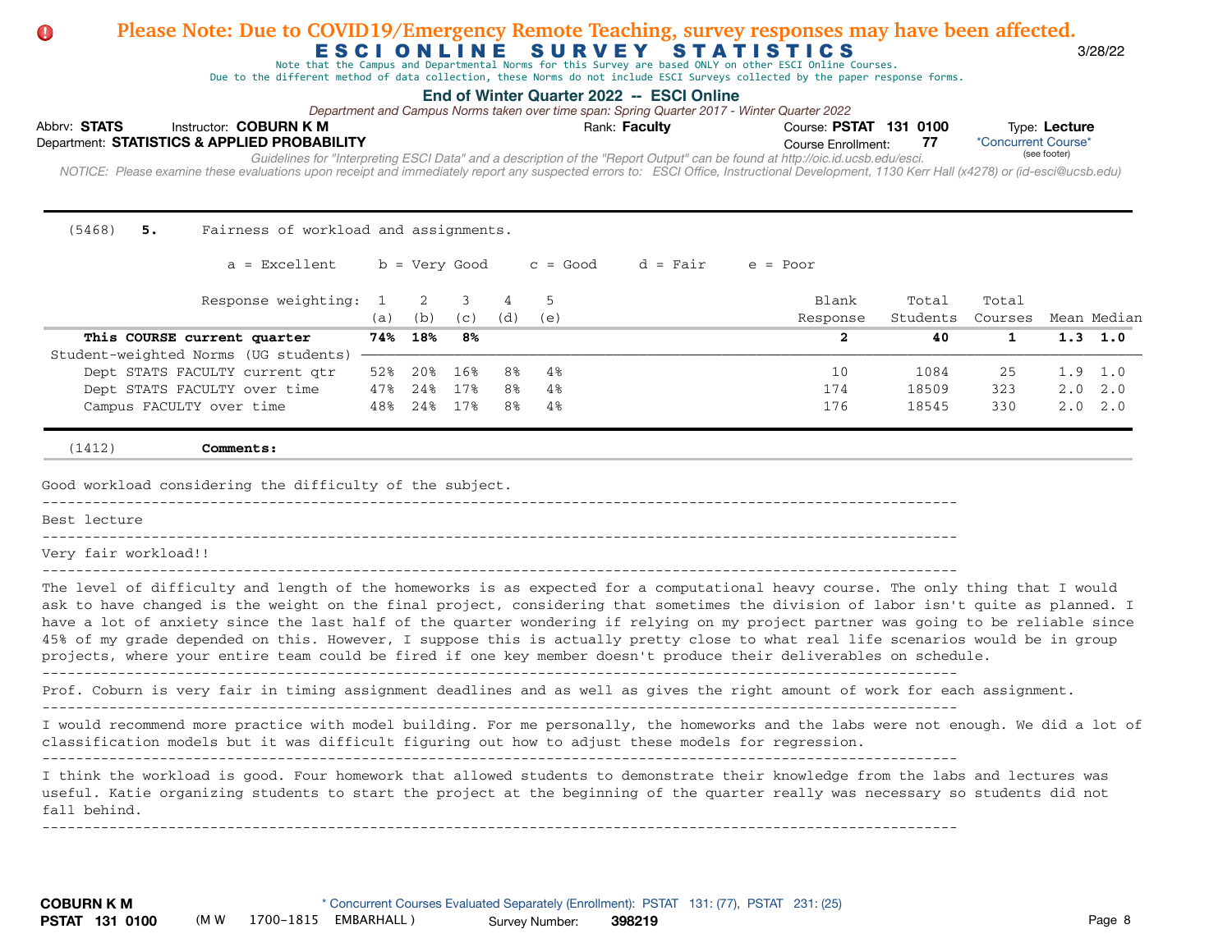**Please Note: Due to COVID19/Emergency Remote Teaching, survey responses may have been affected.**

# ESCI ONLINE SURVEY STATISTICS

3/28/22

Note that the Campus and Departmental Norms for this Survey are based ONLY on other ESCI Online Courses.
Due to the different method of data collection, these Norms do not include ESCI Surveys collected by the paper response forms.

**End of Winter Quarter 2022 -- ESCI Online**

*Department and Campus Norms taken over time span: Spring Quarter 2017 - Winter Quarter 2022*

Abbrv: **STATS** Instructor: **COBURN K M** Rank: **Faculty** Course: **PSTAT 131 0100** Type: **Lecture**
Department: **STATISTICS & APPLIED PROBABILITY** Course Enrollment: **77** *Concurrent Course* (see footer)

*Guidelines for "Interpreting ESCI Data" and a description of the "Report Output" can be found at http://oic.id.ucsb.edu/esci.*

*NOTICE: Please examine these evaluations upon receipt and immediately report any suspected errors to: ESCI Office, Instructional Development, 1130 Kerr Hall (x4278) or (id-esci@ucsb.edu)*

---

(5468) **5.** Fairness of workload and assignments.

a = Excellent b = Very Good c = Good d = Fair e = Poor

| Response weighting: | 1 (a) | 2 (b) | 3 (c) | 4 (d) | 5 (e) | Blank Response | Total Students | Total Courses | Mean | Median |
|---|---|---|---|---|---|---|---|---|---|---|
| **This COURSE current quarter** | **74%** | **18%** | **8%** | | | **2** | **40** | **1** | **1.3** | **1.0** |
| Student-weighted Norms (UG students) | | | | | | | | | | |
| Dept STATS FACULTY current qtr | 52% | 20% | 16% | 8% | 4% | 10 | 1084 | 25 | 1.9 | 1.0 |
| Dept STATS FACULTY over time | 47% | 24% | 17% | 8% | 4% | 174 | 18509 | 323 | 2.0 | 2.0 |
| Campus FACULTY over time | 48% | 24% | 17% | 8% | 4% | 176 | 18545 | 330 | 2.0 | 2.0 |

---

(1412) **Comments:**

Good workload considering the difficulty of the subject.

---

Best lecture

---

Very fair workload!!

---

The level of difficulty and length of the homeworks is as expected for a computational heavy course. The only thing that I would ask to have changed is the weight on the final project, considering that sometimes the division of labor isn't quite as planned. I have a lot of anxiety since the last half of the quarter wondering if relying on my project partner was going to be reliable since 45% of my grade depended on this. However, I suppose this is actually pretty close to what real life scenarios would be in group projects, where your entire team could be fired if one key member doesn't produce their deliverables on schedule.

---

Prof. Coburn is very fair in timing assignment deadlines and as well as gives the right amount of work for each assignment.

---

I would recommend more practice with model building. For me personally, the homeworks and the labs were not enough. We did a lot of classification models but it was difficult figuring out how to adjust these models for regression.

---

I think the workload is good. Four homework that allowed students to demonstrate their knowledge from the labs and lectures was useful. Katie organizing students to start the project at the beginning of the quarter really was necessary so students did not fall behind.

---

**COBURN K M**
**PSTAT 131 0100** (M W 1700-1815 EMBARHALL) * Concurrent Courses Evaluated Separately (Enrollment): PSTAT 131: (77), PSTAT 231: (25) Survey Number: **398219**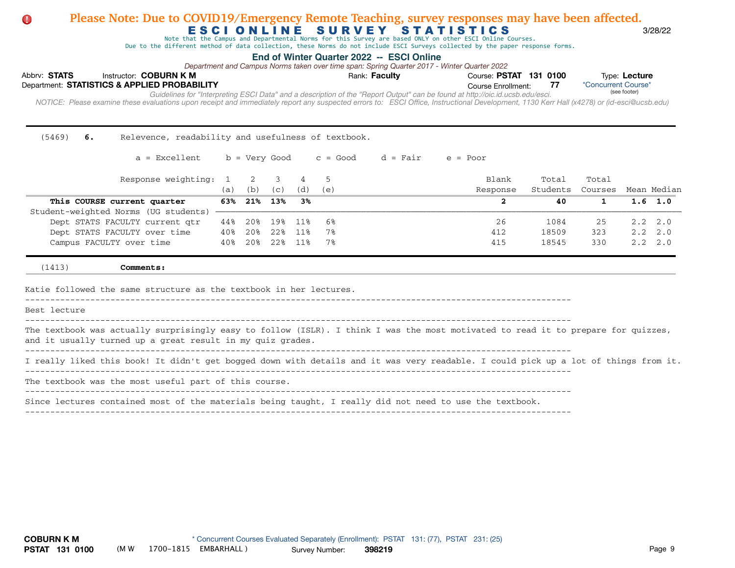**Please Note: Due to COVID19/Emergency Remote Teaching, survey responses may have been affected.**

# ESCI ONLINE SURVEY STATISTICS

3/28/22

Note that the Campus and Departmental Norms for this Survey are based ONLY on other ESCI Online Courses.
Due to the different method of data collection, these Norms do not include ESCI Surveys collected by the paper response forms.

## End of Winter Quarter 2022 -- ESCI Online

*Department and Campus Norms taken over time span: Spring Quarter 2017 - Winter Quarter 2022*

Abbrv: **STATS** Instructor: **COBURN K M** Rank: **Faculty** Course: **PSTAT 131 0100** Type: **Lecture**
Department: **STATISTICS & APPLIED PROBABILITY** Course Enrollment: **77** *Concurrent Course* (see footer)

*Guidelines for "Interpreting ESCI Data" and a description of the "Report Output" can be found at http://oic.id.ucsb.edu/esci.*
*NOTICE: Please examine these evaluations upon receipt and immediately report any suspected errors to: ESCI Office, Instructional Development, 1130 Kerr Hall (x4278) or (id-esci@ucsb.edu)*

(5469) **6.** Relevence, readability and usefulness of textbook.

a = Excellent b = Very Good c = Good d = Fair e = Poor

| Response weighting: | 1 (a) | 2 (b) | 3 (c) | 4 (d) | 5 (e) | Blank Response | Total Students | Total Courses | Mean | Median |
|---|---|---|---|---|---|---|---|---|---|---|
| **This COURSE current quarter** | **63%** | **21%** | **13%** | **3%** | | **2** | **40** | **1** | **1.6** | **1.0** |
| Student-weighted Norms (UG students) | | | | | | | | | | |
| Dept STATS FACULTY current qtr | 44% | 20% | 19% | 11% | 6% | 26 | 1084 | 25 | 2.2 | 2.0 |
| Dept STATS FACULTY over time | 40% | 20% | 22% | 11% | 7% | 412 | 18509 | 323 | 2.2 | 2.0 |
| Campus FACULTY over time | 40% | 20% | 22% | 11% | 7% | 415 | 18545 | 330 | 2.2 | 2.0 |

(1413) **Comments:**

Katie followed the same structure as the textbook in her lectures.

---

Best lecture

---

The textbook was actually surprisingly easy to follow (ISLR). I think I was the most motivated to read it to prepare for quizzes, and it usually turned up a great result in my quiz grades.

---

I really liked this book! It didn't get bogged down with details and it was very readable. I could pick up a lot of things from it.

---

The textbook was the most useful part of this course.

---

Since lectures contained most of the materials being taught, I really did not need to use the textbook.

---

**COBURN K M**
**PSTAT 131 0100** (M W 1700-1815 EMBARHALL ) * Concurrent Courses Evaluated Separately (Enrollment): PSTAT 131: (77), PSTAT 231: (25) Survey Number: **398219**